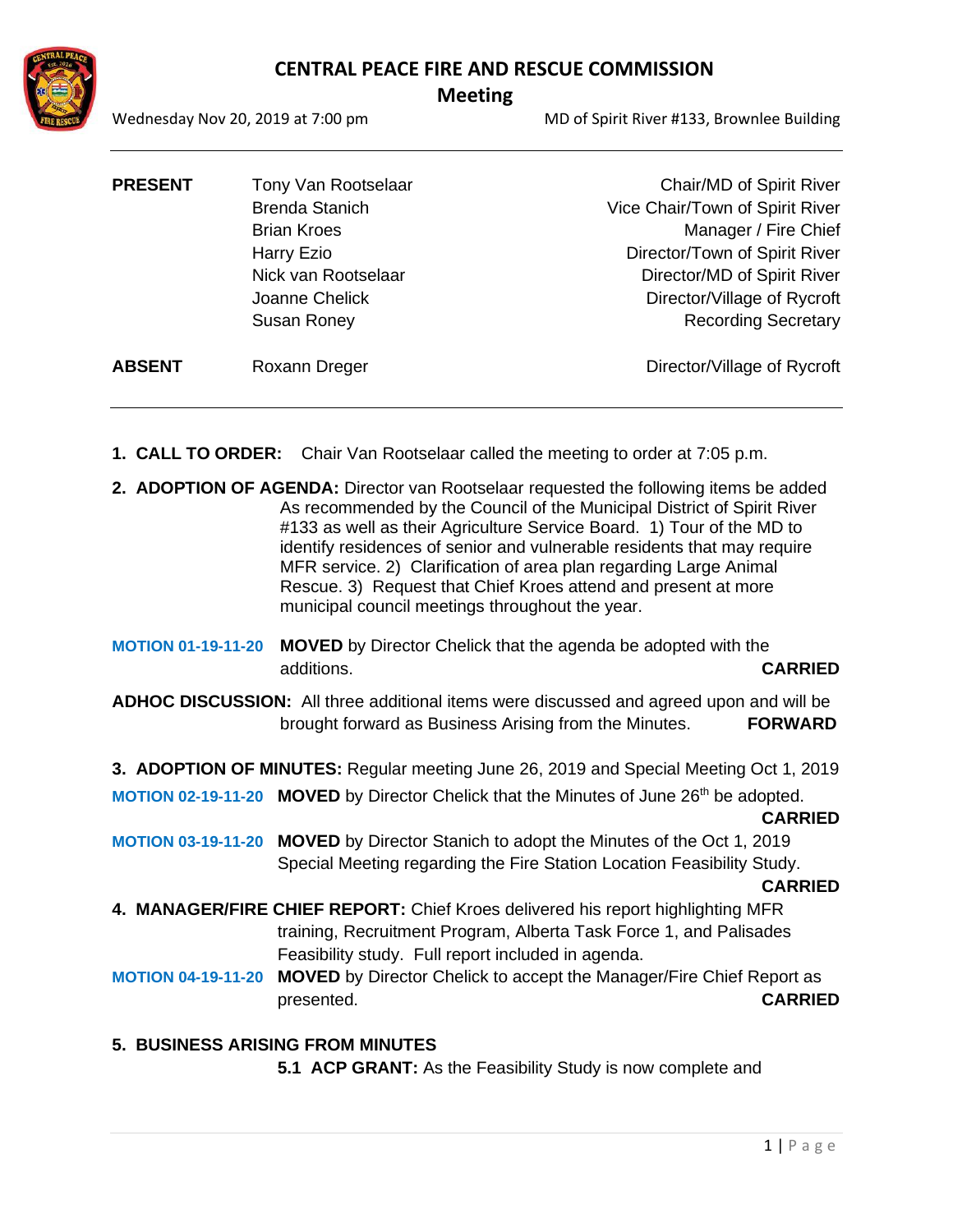# CENTRAL PEACE FIRE AND RESCUE COMMISSION

## Meeting

Wednesday Nov 20, 2019 at 7:00 pm — MD of Spirit River #133, Brownlee Building

| | | |
|---|---|---|
| **PRESENT** | Tony Van Rootselaar | Chair/MD of Spirit River |
| | Brenda Stanich | Vice Chair/Town of Spirit River |
| | Brian Kroes | Manager / Fire Chief |
| | Harry Ezio | Director/Town of Spirit River |
| | Nick van Rootselaar | Director/MD of Spirit River |
| | Joanne Chelick | Director/Village of Rycroft |
| | Susan Roney | Recording Secretary |
| **ABSENT** | Roxann Dreger | Director/Village of Rycroft |

1. **CALL TO ORDER:** Chair Van Rootselaar called the meeting to order at 7:05 p.m.

2. **ADOPTION OF AGENDA:** Director van Rootselaar requested the following items be added As recommended by the Council of the Municipal District of Spirit River #133 as well as their Agriculture Service Board. 1) Tour of the MD to identify residences of senior and vulnerable residents that may require MFR service. 2) Clarification of area plan regarding Large Animal Rescue. 3) Request that Chief Kroes attend and present at more municipal council meetings throughout the year.

**MOTION 01-19-11-20** **MOVED** by Director Chelick that the agenda be adopted with the additions. **CARRIED**

**ADHOC DISCUSSION:** All three additional items were discussed and agreed upon and will be brought forward as Business Arising from the Minutes. **FORWARD**

3. **ADOPTION OF MINUTES:** Regular meeting June 26, 2019 and Special Meeting Oct 1, 2019

**MOTION 02-19-11-20** **MOVED** by Director Chelick that the Minutes of June 26th be adopted. **CARRIED**

**MOTION 03-19-11-20** **MOVED** by Director Stanich to adopt the Minutes of the Oct 1, 2019 Special Meeting regarding the Fire Station Location Feasibility Study. **CARRIED**

4. **MANAGER/FIRE CHIEF REPORT:** Chief Kroes delivered his report highlighting MFR training, Recruitment Program, Alberta Task Force 1, and Palisades Feasibility study. Full report included in agenda.

**MOTION 04-19-11-20** **MOVED** by Director Chelick to accept the Manager/Fire Chief Report as presented. **CARRIED**

5. **BUSINESS ARISING FROM MINUTES**

   **5.1 ACP GRANT:** As the Feasibility Study is now complete and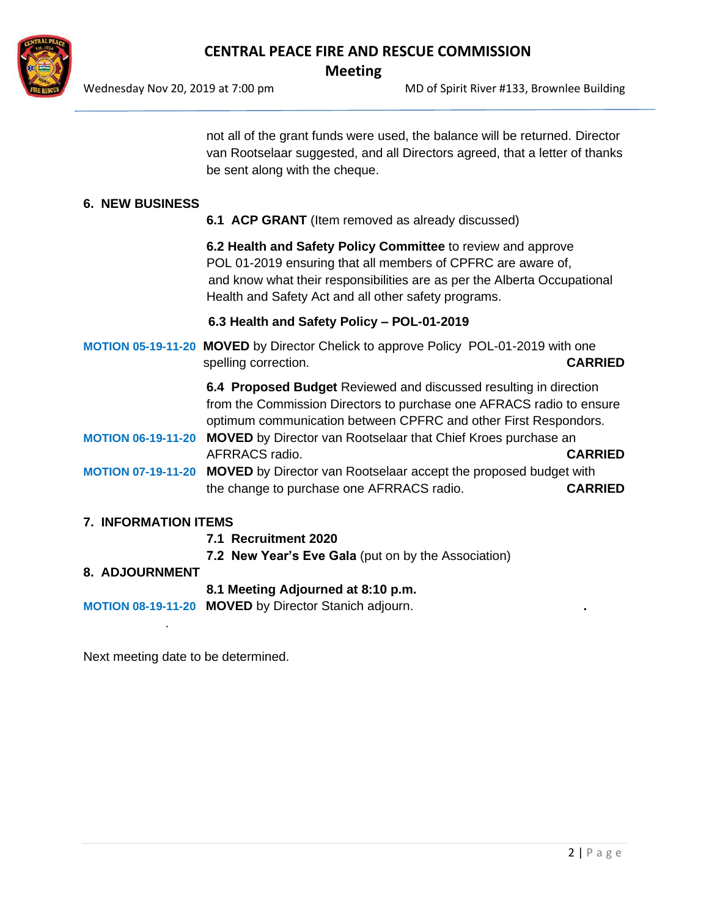not all of the grant funds were used, the balance will be returned. Director van Rootselaar suggested, and all Directors agreed, that a letter of thanks be sent along with the cheque.

## 6. NEW BUSINESS

**6.1 ACP GRANT** (Item removed as already discussed)

**6.2 Health and Safety Policy Committee** to review and approve POL 01-2019 ensuring that all members of CPFRC are aware of, and know what their responsibilities are as per the Alberta Occupational Health and Safety Act and all other safety programs.

**6.3 Health and Safety Policy – POL-01-2019**

**MOTION 05-19-11-20** **MOVED** by Director Chelick to approve Policy POL-01-2019 with one spelling correction. **CARRIED**

**6.4 Proposed Budget** Reviewed and discussed resulting in direction from the Commission Directors to purchase one AFRACS radio to ensure optimum communication between CPFRC and other First Respondors.

**MOTION 06-19-11-20** **MOVED** by Director van Rootselaar that Chief Kroes purchase an AFRRACS radio. **CARRIED**

**MOTION 07-19-11-20** **MOVED** by Director van Rootselaar accept the proposed budget with the change to purchase one AFRRACS radio. **CARRIED**

## 7. INFORMATION ITEMS

**7.1 Recruitment 2020**

**7.2 New Year's Eve Gala** (put on by the Association)

## 8. ADJOURNMENT

**8.1 Meeting Adjourned at 8:10 p.m.**

**MOTION 08-19-11-20** **MOVED** by Director Stanich adjourn.

Next meeting date to be determined.